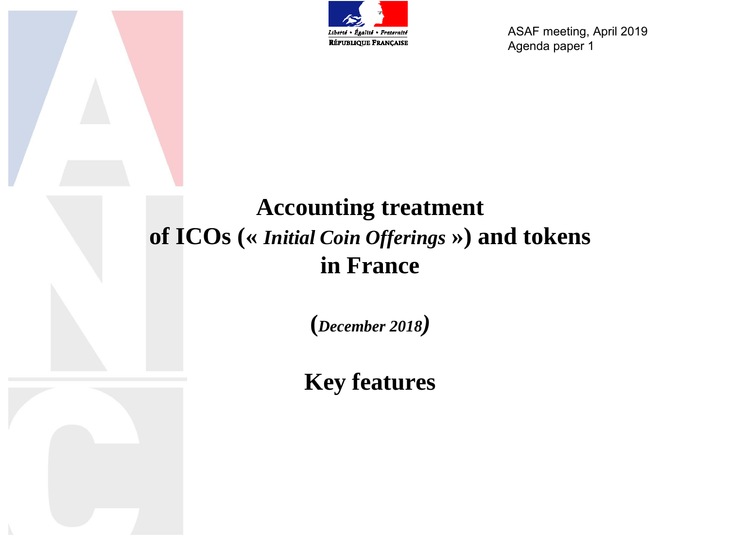ASAF meeting, April 2019
Agenda paper 1

# Accounting treatment of ICOs (« *Initial Coin Offerings* ») and tokens in France

(*December 2018*)

## Key features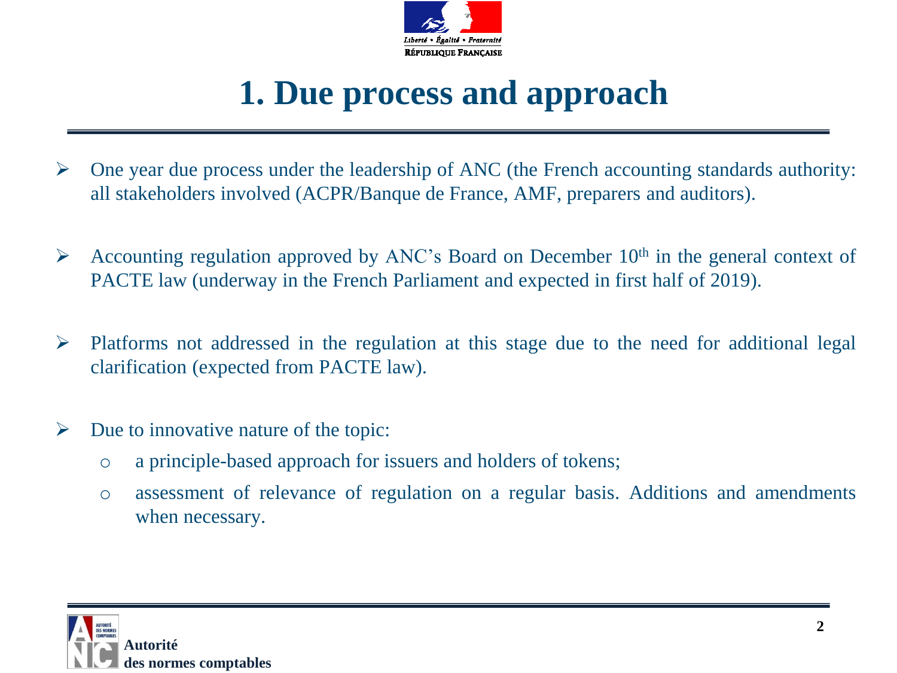# 1. Due process and approach

- One year due process under the leadership of ANC (the French accounting standards authority: all stakeholders involved (ACPR/Banque de France, AMF, preparers and auditors).

- Accounting regulation approved by ANC's Board on December 10th in the general context of PACTE law (underway in the French Parliament and expected in first half of 2019).

- Platforms not addressed in the regulation at this stage due to the need for additional legal clarification (expected from PACTE law).

- Due to innovative nature of the topic:
  - a principle-based approach for issuers and holders of tokens;
  - assessment of relevance of regulation on a regular basis. Additions and amendments when necessary.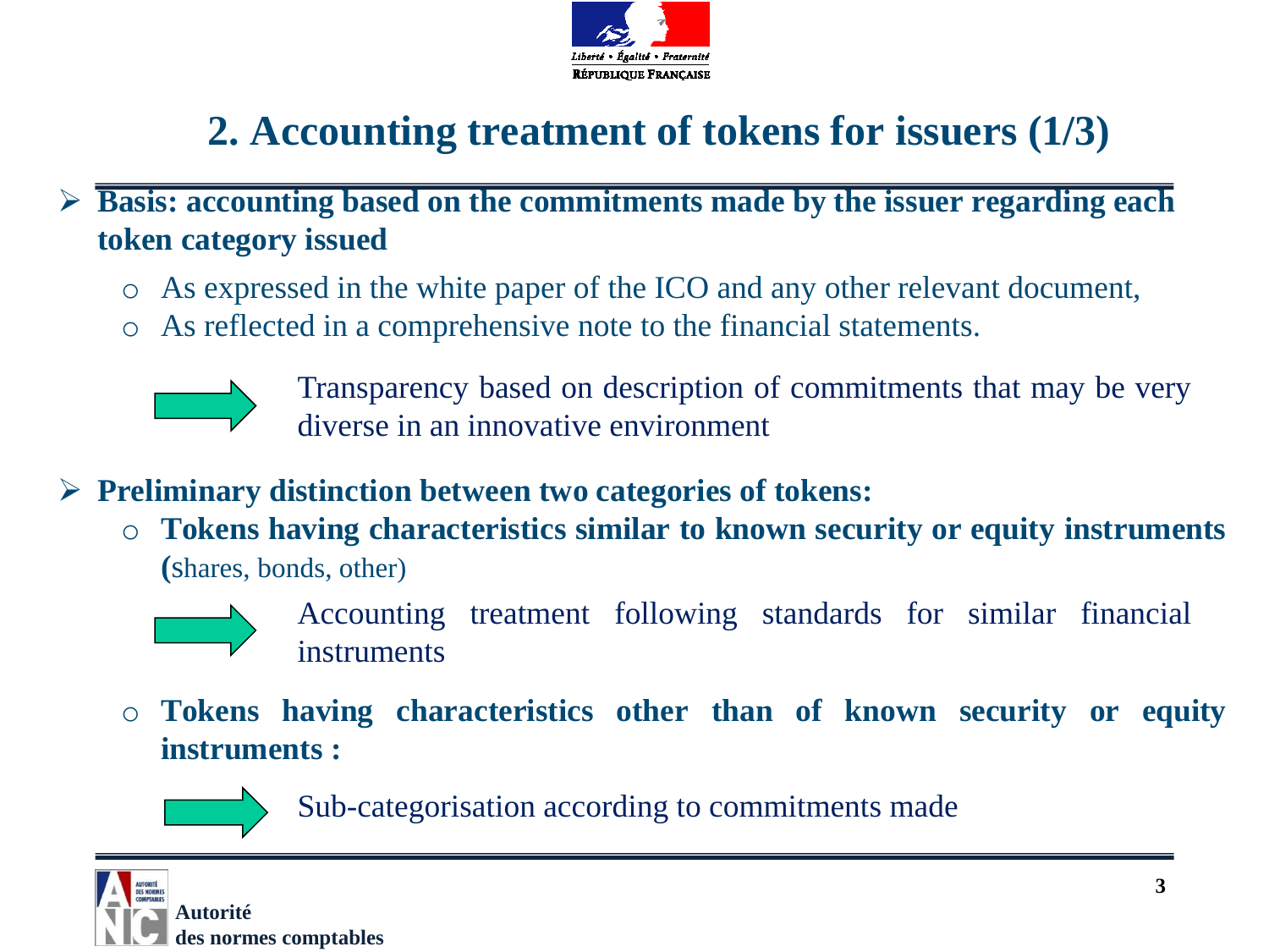## 2. Accounting treatment of tokens for issuers (1/3)

- **Basis: accounting based on the commitments made by the issuer regarding each token category issued**
  - As expressed in the white paper of the ICO and any other relevant document,
  - As reflected in a comprehensive note to the financial statements.

  → Transparency based on description of commitments that may be very diverse in an innovative environment

- **Preliminary distinction between two categories of tokens:**
  - **Tokens having characteristics similar to known security or equity instruments (**shares, bonds, other)

    → Accounting treatment following standards for similar financial instruments

  - **Tokens having characteristics other than of known security or equity instruments :**

    → Sub-categorisation according to commitments made

**Autorité des normes comptables**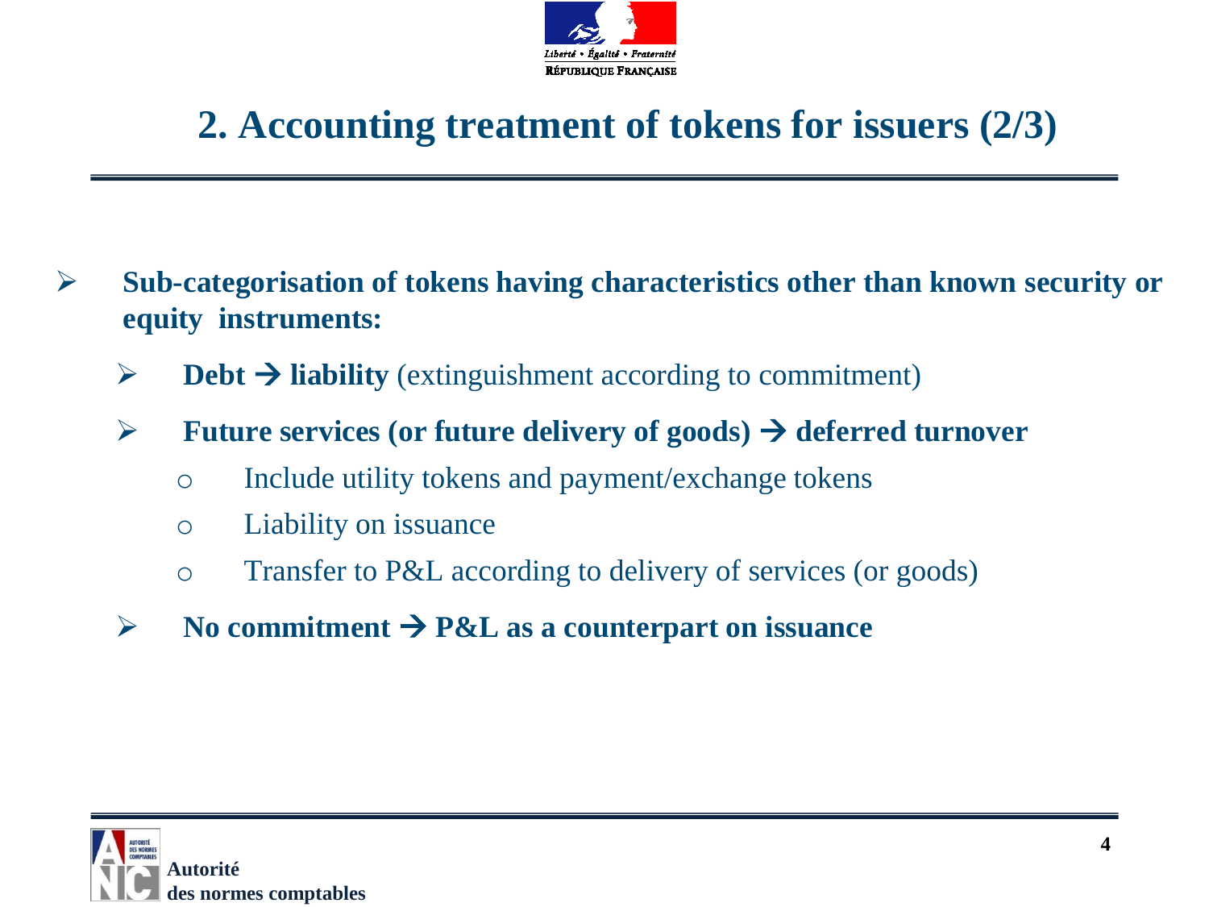# 2. Accounting treatment of tokens for issuers (2/3)

- **Sub-categorisation of tokens having characteristics other than known security or equity instruments:**
  - **Debt → liability** (extinguishment according to commitment)
  - **Future services (or future delivery of goods) → deferred turnover**
    - Include utility tokens and payment/exchange tokens
    - Liability on issuance
    - Transfer to P&L according to delivery of services (or goods)
  - **No commitment → P&L as a counterpart on issuance**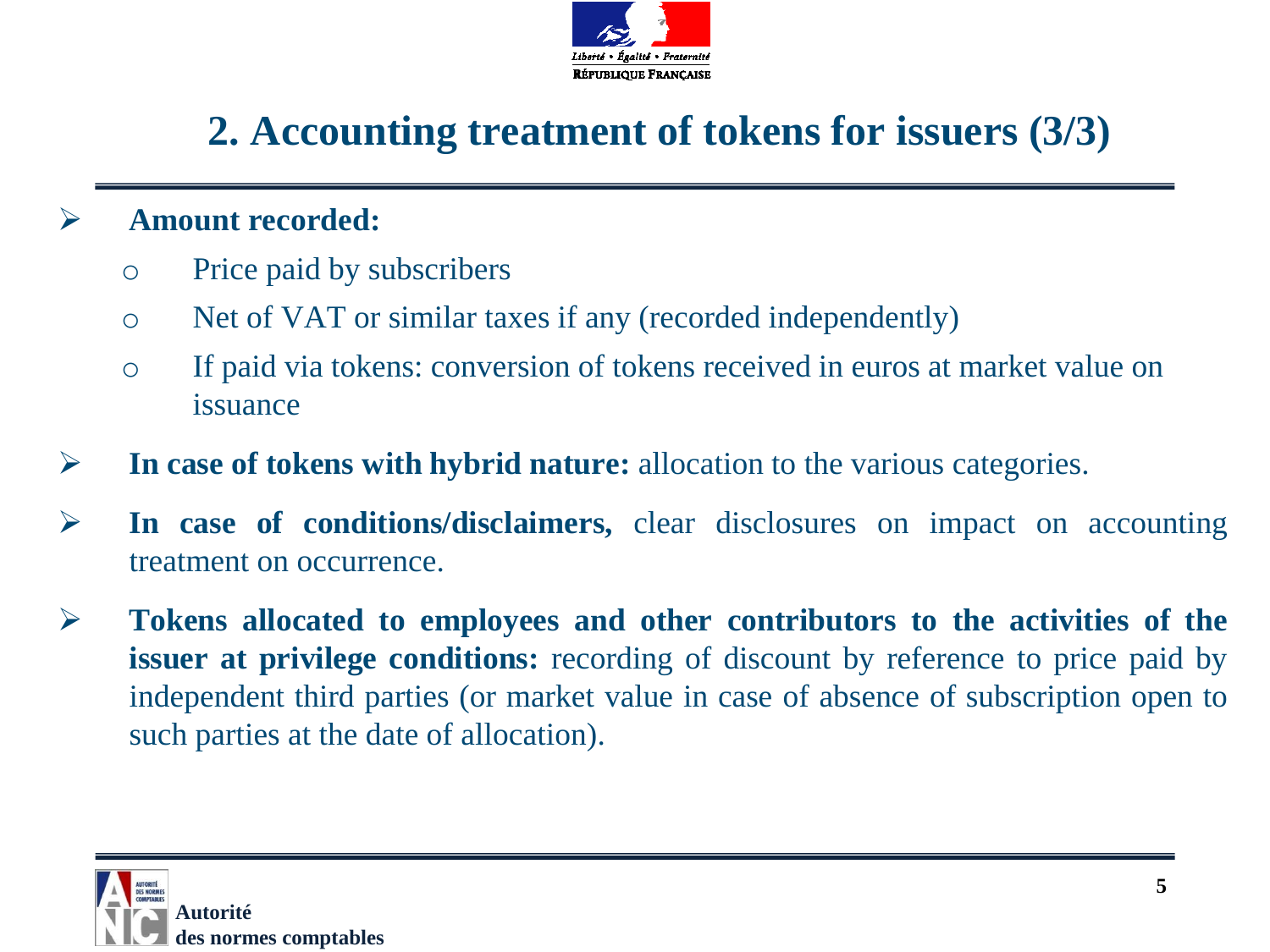# 2. Accounting treatment of tokens for issuers (3/3)

- **Amount recorded:**
  - Price paid by subscribers
  - Net of VAT or similar taxes if any (recorded independently)
  - If paid via tokens: conversion of tokens received in euros at market value on issuance
- **In case of tokens with hybrid nature:** allocation to the various categories.
- **In case of conditions/disclaimers,** clear disclosures on impact on accounting treatment on occurrence.
- **Tokens allocated to employees and other contributors to the activities of the issuer at privilege conditions:** recording of discount by reference to price paid by independent third parties (or market value in case of absence of subscription open to such parties at the date of allocation).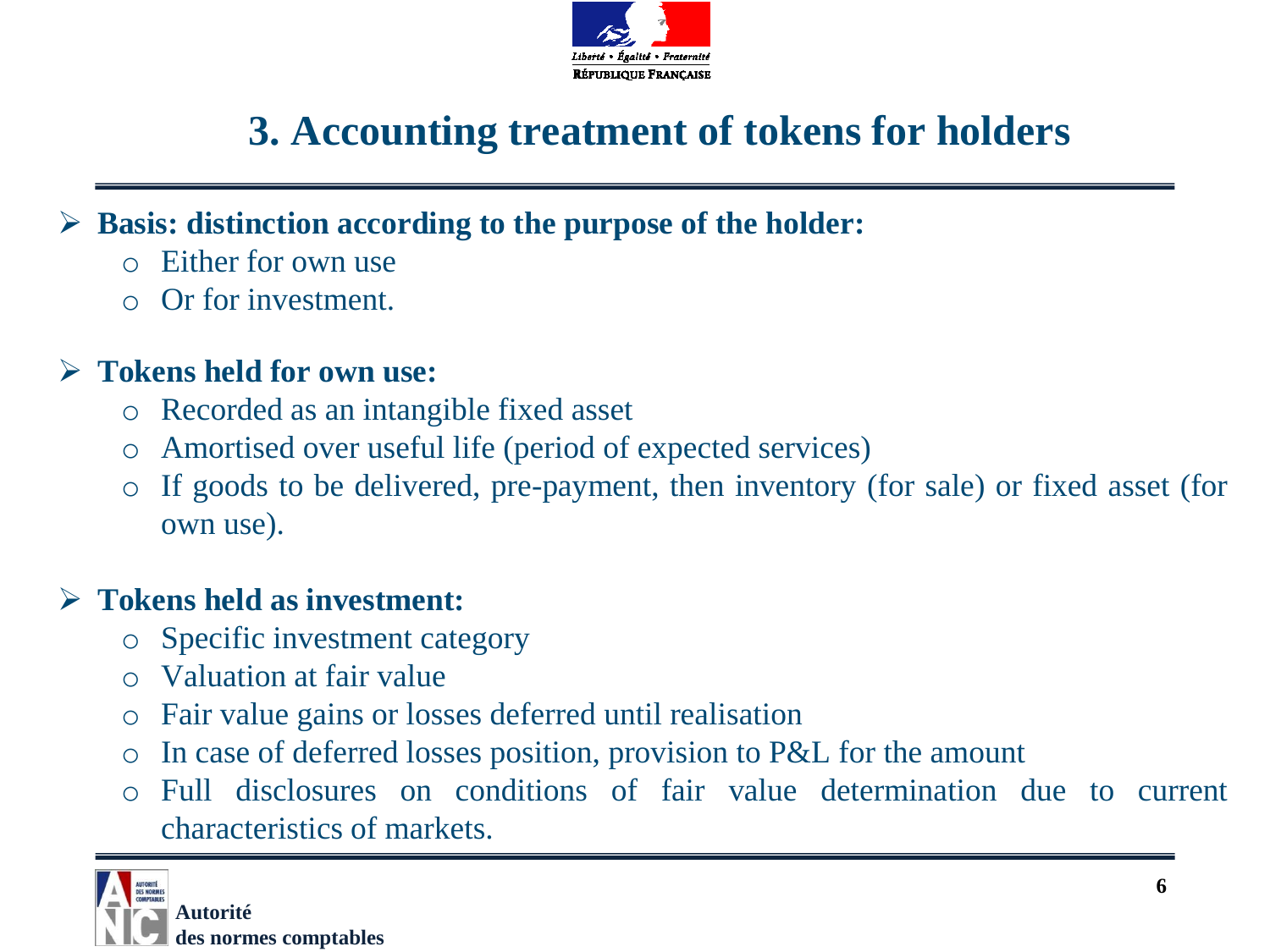# 3. Accounting treatment of tokens for holders

- **Basis: distinction according to the purpose of the holder:**
  - Either for own use
  - Or for investment.

- **Tokens held for own use:**
  - Recorded as an intangible fixed asset
  - Amortised over useful life (period of expected services)
  - If goods to be delivered, pre-payment, then inventory (for sale) or fixed asset (for own use).

- **Tokens held as investment:**
  - Specific investment category
  - Valuation at fair value
  - Fair value gains or losses deferred until realisation
  - In case of deferred losses position, provision to P&L for the amount
  - Full disclosures on conditions of fair value determination due to current characteristics of markets.